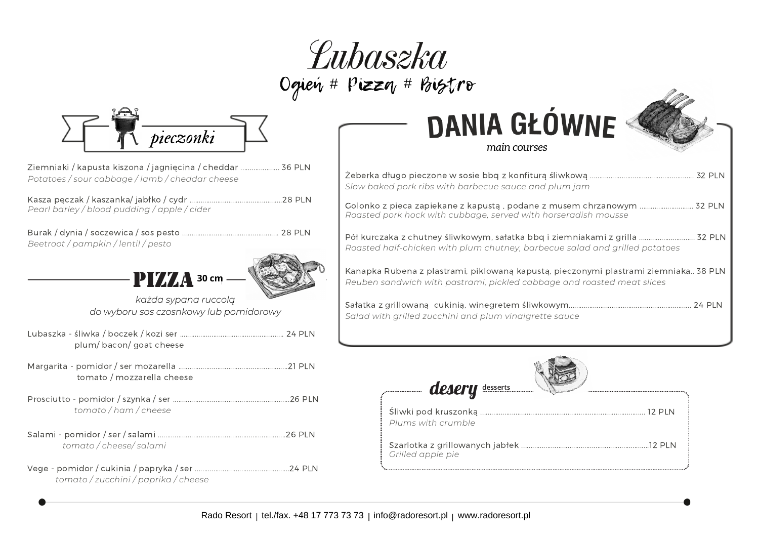# Lubaszka

Ogień # Pizza # Bistro

## pieczonki

Ziemniaki / kapusta kiszona / jagnięcina / cheddar ..................... 36 PLN
*Potatoes / sour cabbage / lamb / cheddar cheese*

Kasza pęczak / kaszanka/ jabłko / cydr ..................................................28 PLN
*Pearl barley / blood pudding / apple / cider*

Burak / dynia / soczewica / sos pesto .................................................... 28 PLN
*Beetroot / pampkin / lentil / pesto*

## PIZZA 30 cm

*każda sypana ruccolą*
*do wyboru sos czosnkowy lub pomidorowy*

Lubaszka - śliwka / boczek / kozi ser ........................................................ 24 PLN
plum/ bacon/ goat cheese

Margarita - pomidor / ser mozarella ...........................................................21 PLN
tomato / mozzarella cheese

Prosciutto - pomidor / szynka / ser ................................................................26 PLN
*tomato / ham / cheese*

Salami - pomidor / ser / salami .....................................................................26 PLN
*tomato / cheese/ salami*

Vege - pomidor / cukinia / papryka / ser ...................................................24 PLN
*tomato / zucchini / paprika / cheese*

## DANIA GŁÓWNE

*main courses*

Żeberka długo pieczone w sosie bbq z konfiturą śliwkową ........................................................ 32 PLN
*Slow baked pork ribs with barbecue sauce and plum jam*

Golonko z pieca zapiekane z kapustą , podane z musem chrzanowym ............................. 32 PLN
*Roasted pork hock with cubbage, served with horseradish mousse*

Pół kurczaka z chutney śliwkowym, sałatka bbq i ziemniakami z grilla .............................. 32 PLN
*Roasted half-chicken with plum chutney, barbecue salad and grilled potatoes*

Kanapka Rubena z plastrami, piklowaną kapustą, pieczonymi plastrami ziemniaka.. 38 PLN
*Reuben sandwich with pastrami, pickled cabbage and roasted meat slices*

Sałatka z grillowaną cukinią, winegretem śliwkowym.................................................................. 24 PLN
*Salad with grilled zucchini and plum vinaigrette sauce*

## desery

desserts

Śliwki pod kruszonką ........................................................................................... 12 PLN
*Plums with crumble*

Szarlotka z grillowanych jabłek .....................................................................12 PLN
*Grilled apple pie*

Rado Resort | tel./fax. +48 17 773 73 73 | info@radoresort.pl | www.radoresort.pl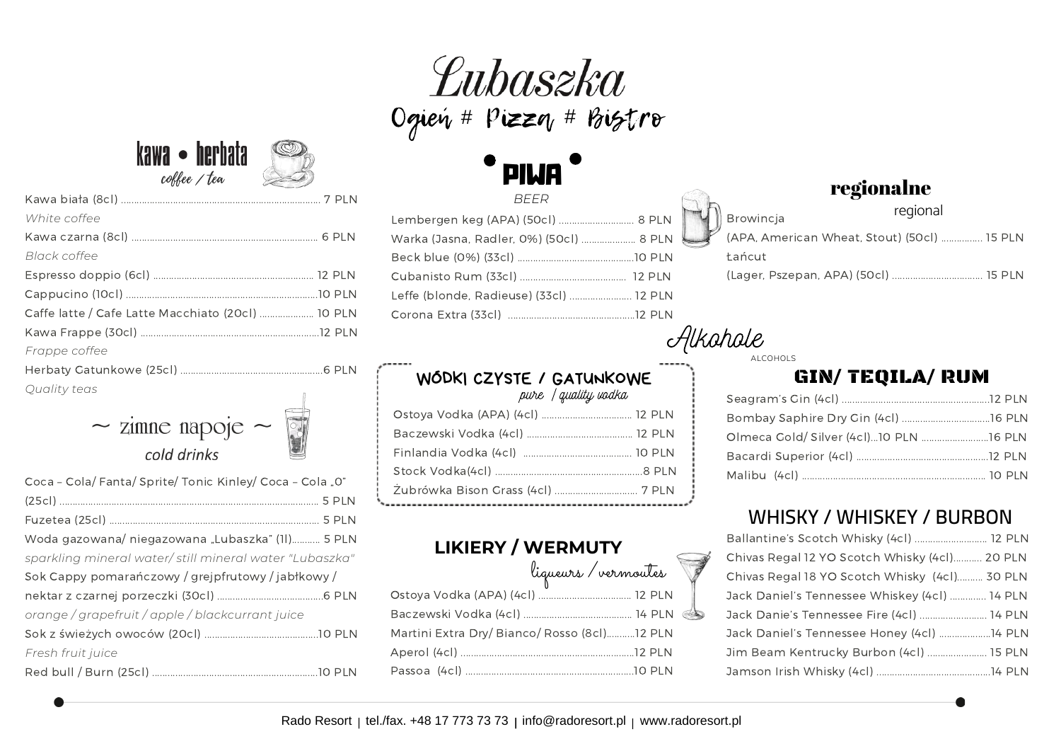# Lubaszka

Ogień # Pizza # Bistro

## kawa • herbata

*coffee / tea*

Kawa biała (8cl) ........ 7 PLN
*White coffee*

Kawa czarna (8cl) ........ 6 PLN
*Black coffee*

Espresso doppio (6cl) ........ 12 PLN

Cappucino (10cl) ........ 10 PLN

Caffe latte / Cafe Latte Macchiato (20cl) ........ 10 PLN

Kawa Frappe (30cl) ........ 12 PLN
*Frappe coffee*

Herbaty Gatunkowe (25cl) ........ 6 PLN
*Quality teas*

## ~ zimne napoje ~

*cold drinks*

Coca – Cola/ Fanta/ Sprite/ Tonic Kinley/ Coca – Cola „0" (25cl) ........ 5 PLN

Fuzetea (25cl) ........ 5 PLN

Woda gazowana/ niegazowana „Lubaszka" (1l) ........ 5 PLN
*sparkling mineral water/ still mineral water "Lubaszka"*

Sok Cappy pomarańczowy / grejpfrutowy / jabłkowy / nektar z czarnej porzeczki (30cl) ........ 6 PLN
*orange / grapefruit / apple / blackcurrant juice*

Sok z świeżych owoców (20cl) ........ 10 PLN
*Fresh fruit juice*

Red bull / Burn (25cl) ........ 10 PLN

## PIWA

*BEER*

Lembergen keg (APA) (50cl) ........ 8 PLN

Warka (Jasna, Radler, 0%) (50cl) ........ 8 PLN

Beck blue (0%) (33cl) ........ 10 PLN

Cubanisto Rum (33cl) ........ 12 PLN

Leffe (blonde, Radieuse) (33cl) ........ 12 PLN

Corona Extra (33cl) ........ 12 PLN

## regionalne

regional

Browincja
(APA, American Wheat, Stout) (50cl) ........ 15 PLN

Łańcut
(Lager, Pszepan, APA) (50cl) ........ 15 PLN

# Alkohole

ALCOHOLS

## WÓDKI CZYSTE / GATUNKOWE

*pure / quality vodka*

Ostoya Vodka (APA) (4cl) ........ 12 PLN

Baczewski Vodka (4cl) ........ 12 PLN

Finlandia Vodka (4cl) ........ 10 PLN

Stock Vodka(4cl) ........ 8 PLN

Żubrówka Bison Grass (4cl) ........ 7 PLN

## LIKIERY / WERMUTY

*liqueurs / vermoutes*

Ostoya Vodka (APA) (4cl) ........ 12 PLN

Baczewski Vodka (4cl) ........ 14 PLN

Martini Extra Dry/ Bianco/ Rosso (8cl) ........ 12 PLN

Aperol (4cl) ........ 12 PLN

Passoa (4cl) ........ 10 PLN

## GIN/ TEQILA/ RUM

Seagram's Gin (4cl) ........ 12 PLN

Bombay Saphire Dry Gin (4cl) ........ 16 PLN

Olmeca Gold/ Silver (4cl)...10 PLN ........ 16 PLN

Bacardi Superior (4cl) ........ 12 PLN

Malibu (4cl) ........ 10 PLN

## WHISKY / WHISKEY / BURBON

Ballantine's Scotch Whisky (4cl) ........ 12 PLN

Chivas Regal 12 YO Scotch Whisky (4cl) ........ 20 PLN

Chivas Regal 18 YO Scotch Whisky (4cl) ........ 30 PLN

Jack Daniel's Tennessee Whiskey (4cl) ........ 14 PLN

Jack Danie's Tennessee Fire (4cl) ........ 14 PLN

Jack Daniel's Tennessee Honey (4cl) ........ 14 PLN

Jim Beam Kentrucky Burbon (4cl) ........ 15 PLN

Jamson Irish Whisky (4cl) ........ 14 PLN

Rado Resort | tel./fax. +48 17 773 73 73 | info@radoresort.pl | www.radoresort.pl